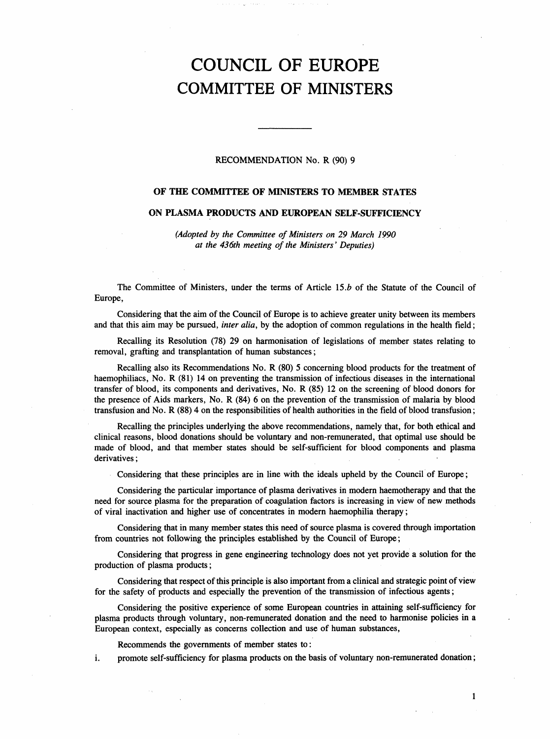# COUNCIL OF EUROPE
# COMMITTEE OF MINISTERS

---

RECOMMENDATION No. R (90) 9

## OF THE COMMITTEE OF MINISTERS TO MEMBER STATES

## ON PLASMA PRODUCTS AND EUROPEAN SELF-SUFFICIENCY

*(Adopted by the Committee of Ministers on 29 March 1990 at the 436th meeting of the Ministers' Deputies)*

The Committee of Ministers, under the terms of Article 15.*b* of the Statute of the Council of Europe,

Considering that the aim of the Council of Europe is to achieve greater unity between its members and that this aim may be pursued, *inter alia*, by the adoption of common regulations in the health field;

Recalling its Resolution (78) 29 on harmonisation of legislations of member states relating to removal, grafting and transplantation of human substances;

Recalling also its Recommendations No. R (80) 5 concerning blood products for the treatment of haemophiliacs, No. R (81) 14 on preventing the transmission of infectious diseases in the international transfer of blood, its components and derivatives, No. R (85) 12 on the screening of blood donors for the presence of Aids markers, No. R (84) 6 on the prevention of the transmission of malaria by blood transfusion and No. R (88) 4 on the responsibilities of health authorities in the field of blood transfusion;

Recalling the principles underlying the above recommendations, namely that, for both ethical and clinical reasons, blood donations should be voluntary and non-remunerated, that optimal use should be made of blood, and that member states should be self-sufficient for blood components and plasma derivatives;

Considering that these principles are in line with the ideals upheld by the Council of Europe;

Considering the particular importance of plasma derivatives in modern haemotherapy and that the need for source plasma for the preparation of coagulation factors is increasing in view of new methods of viral inactivation and higher use of concentrates in modern haemophilia therapy;

Considering that in many member states this need of source plasma is covered through importation from countries not following the principles established by the Council of Europe;

Considering that progress in gene engineering technology does not yet provide a solution for the production of plasma products;

Considering that respect of this principle is also important from a clinical and strategic point of view for the safety of products and especially the prevention of the transmission of infectious agents;

Considering the positive experience of some European countries in attaining self-sufficiency for plasma products through voluntary, non-remunerated donation and the need to harmonise policies in a European context, especially as concerns collection and use of human substances,

Recommends the governments of member states to:

i. promote self-sufficiency for plasma products on the basis of voluntary non-remunerated donation;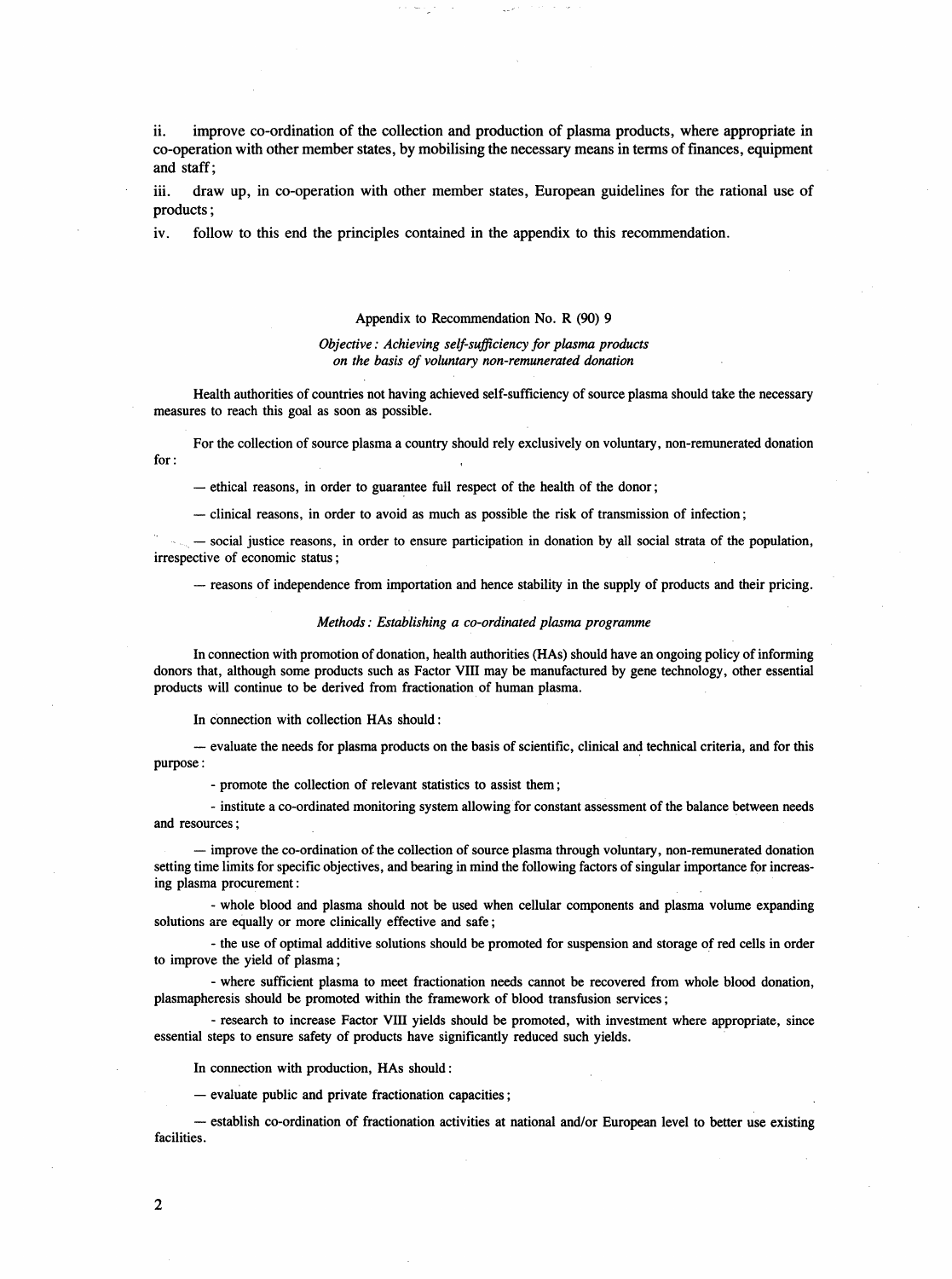ii. improve co-ordination of the collection and production of plasma products, where appropriate in co-operation with other member states, by mobilising the necessary means in terms of finances, equipment and staff;

iii. draw up, in co-operation with other member states, European guidelines for the rational use of products;

iv. follow to this end the principles contained in the appendix to this recommendation.

## Appendix to Recommendation No. R (90) 9

*Objective: Achieving self-sufficiency for plasma products on the basis of voluntary non-remunerated donation*

Health authorities of countries not having achieved self-sufficiency of source plasma should take the necessary measures to reach this goal as soon as possible.

For the collection of source plasma a country should rely exclusively on voluntary, non-remunerated donation for:

— ethical reasons, in order to guarantee full respect of the health of the donor;

— clinical reasons, in order to avoid as much as possible the risk of transmission of infection;

— social justice reasons, in order to ensure participation in donation by all social strata of the population, irrespective of economic status;

— reasons of independence from importation and hence stability in the supply of products and their pricing.

*Methods: Establishing a co-ordinated plasma programme*

In connection with promotion of donation, health authorities (HAs) should have an ongoing policy of informing donors that, although some products such as Factor VIII may be manufactured by gene technology, other essential products will continue to be derived from fractionation of human plasma.

In connection with collection HAs should:

— evaluate the needs for plasma products on the basis of scientific, clinical and technical criteria, and for this purpose:

- promote the collection of relevant statistics to assist them;

- institute a co-ordinated monitoring system allowing for constant assessment of the balance between needs and resources;

— improve the co-ordination of the collection of source plasma through voluntary, non-remunerated donation setting time limits for specific objectives, and bearing in mind the following factors of singular importance for increasing plasma procurement:

- whole blood and plasma should not be used when cellular components and plasma volume expanding solutions are equally or more clinically effective and safe;

- the use of optimal additive solutions should be promoted for suspension and storage of red cells in order to improve the yield of plasma;

- where sufficient plasma to meet fractionation needs cannot be recovered from whole blood donation, plasmapheresis should be promoted within the framework of blood transfusion services;

- research to increase Factor VIII yields should be promoted, with investment where appropriate, since essential steps to ensure safety of products have significantly reduced such yields.

In connection with production, HAs should:

— evaluate public and private fractionation capacities;

— establish co-ordination of fractionation activities at national and/or European level to better use existing facilities.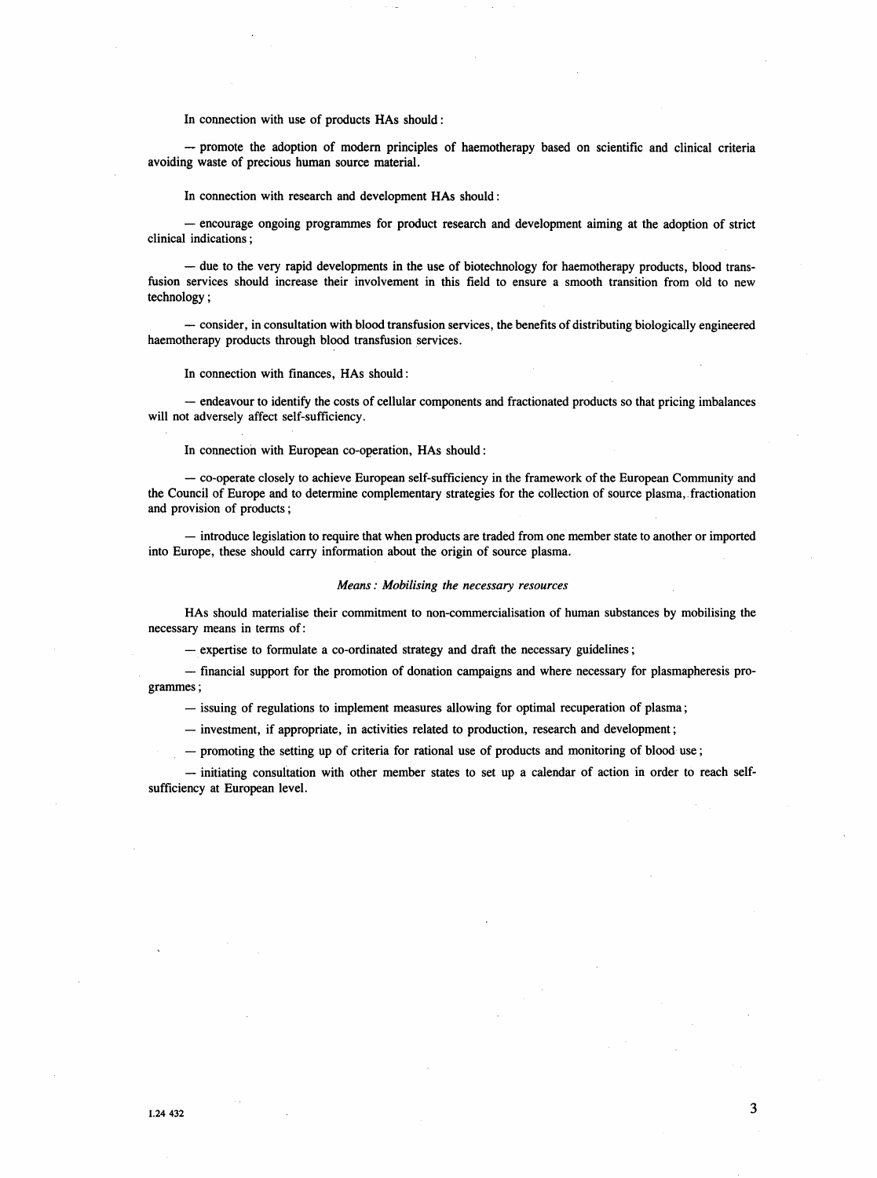In connection with use of products HAs should:

— promote the adoption of modern principles of haemotherapy based on scientific and clinical criteria avoiding waste of precious human source material.

In connection with research and development HAs should:

— encourage ongoing programmes for product research and development aiming at the adoption of strict clinical indications;

— due to the very rapid developments in the use of biotechnology for haemotherapy products, blood transfusion services should increase their involvement in this field to ensure a smooth transition from old to new technology;

— consider, in consultation with blood transfusion services, the benefits of distributing biologically engineered haemotherapy products through blood transfusion services.

In connection with finances, HAs should:

— endeavour to identify the costs of cellular components and fractionated products so that pricing imbalances will not adversely affect self-sufficiency.

In connection with European co-operation, HAs should:

— co-operate closely to achieve European self-sufficiency in the framework of the European Community and the Council of Europe and to determine complementary strategies for the collection of source plasma, fractionation and provision of products;

— introduce legislation to require that when products are traded from one member state to another or imported into Europe, these should carry information about the origin of source plasma.

*Means: Mobilising the necessary resources*

HAs should materialise their commitment to non-commercialisation of human substances by mobilising the necessary means in terms of:

— expertise to formulate a co-ordinated strategy and draft the necessary guidelines;

— financial support for the promotion of donation campaigns and where necessary for plasmapheresis programmes;

— issuing of regulations to implement measures allowing for optimal recuperation of plasma;

— investment, if appropriate, in activities related to production, research and development;

— promoting the setting up of criteria for rational use of products and monitoring of blood use;

— initiating consultation with other member states to set up a calendar of action in order to reach self-sufficiency at European level.

I.24 432